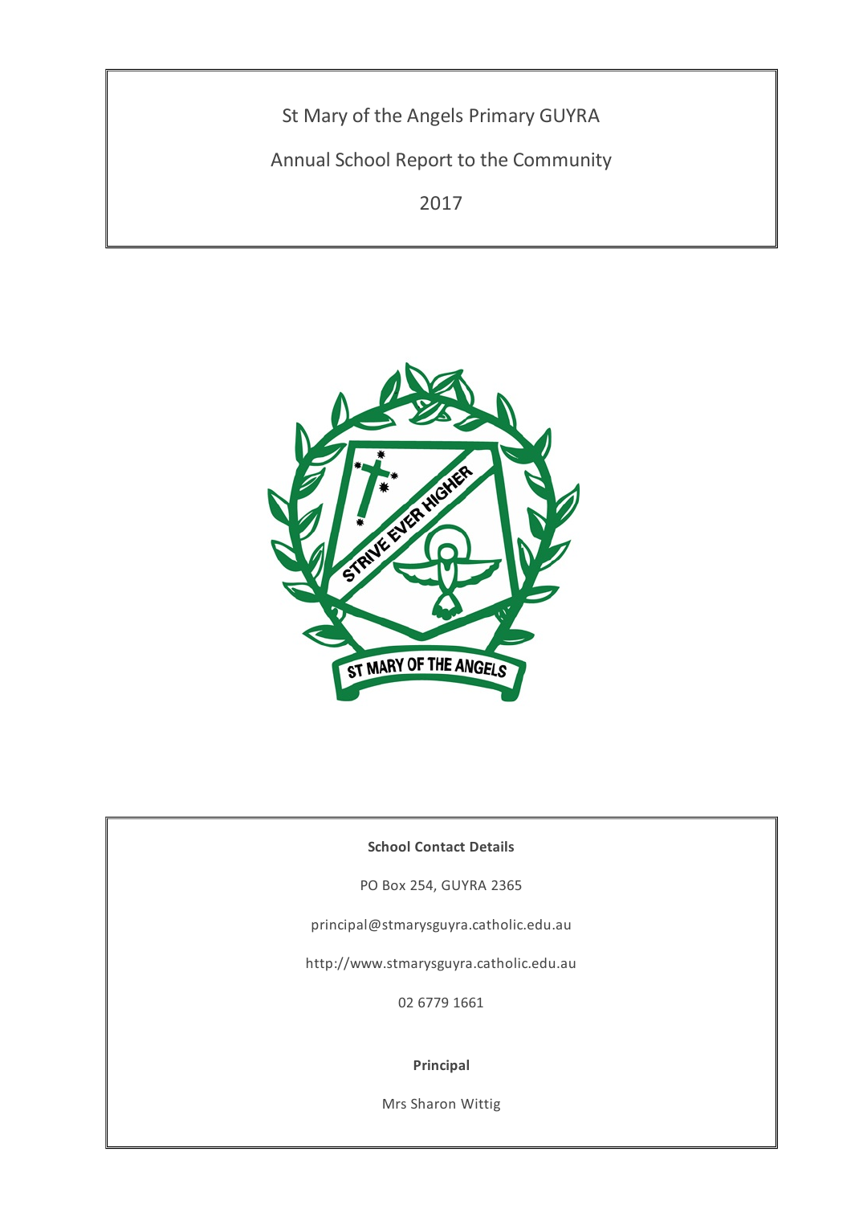# St Mary of the Angels Primary GUYRA

## Annual School Report to the Community

## 2017

**School Contact Details**

PO Box 254, GUYRA 2365

principal@stmarysguyra.catholic.edu.au

http://www.stmarysguyra.catholic.edu.au

02 6779 1661

**Principal**

Mrs Sharon Wittig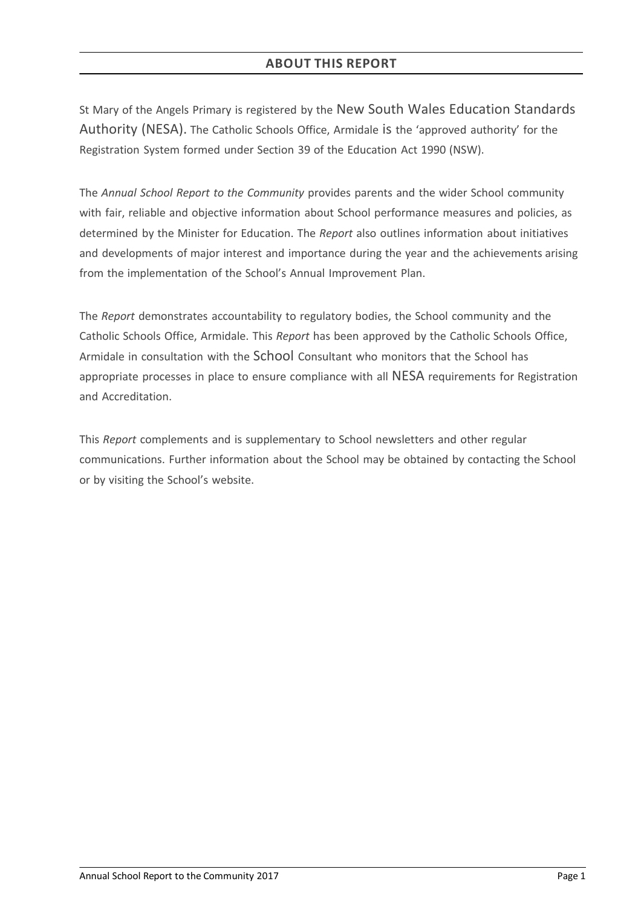## ABOUT THIS REPORT

St Mary of the Angels Primary is registered by the New South Wales Education Standards Authority (NESA). The Catholic Schools Office, Armidale is the 'approved authority' for the Registration System formed under Section 39 of the Education Act 1990 (NSW).

The *Annual School Report to the Community* provides parents and the wider School community with fair, reliable and objective information about School performance measures and policies, as determined by the Minister for Education. The *Report* also outlines information about initiatives and developments of major interest and importance during the year and the achievements arising from the implementation of the School's Annual Improvement Plan.

The *Report* demonstrates accountability to regulatory bodies, the School community and the Catholic Schools Office, Armidale. This *Report* has been approved by the Catholic Schools Office, Armidale in consultation with the School Consultant who monitors that the School has appropriate processes in place to ensure compliance with all NESA requirements for Registration and Accreditation.

This *Report* complements and is supplementary to School newsletters and other regular communications. Further information about the School may be obtained by contacting the School or by visiting the School's website.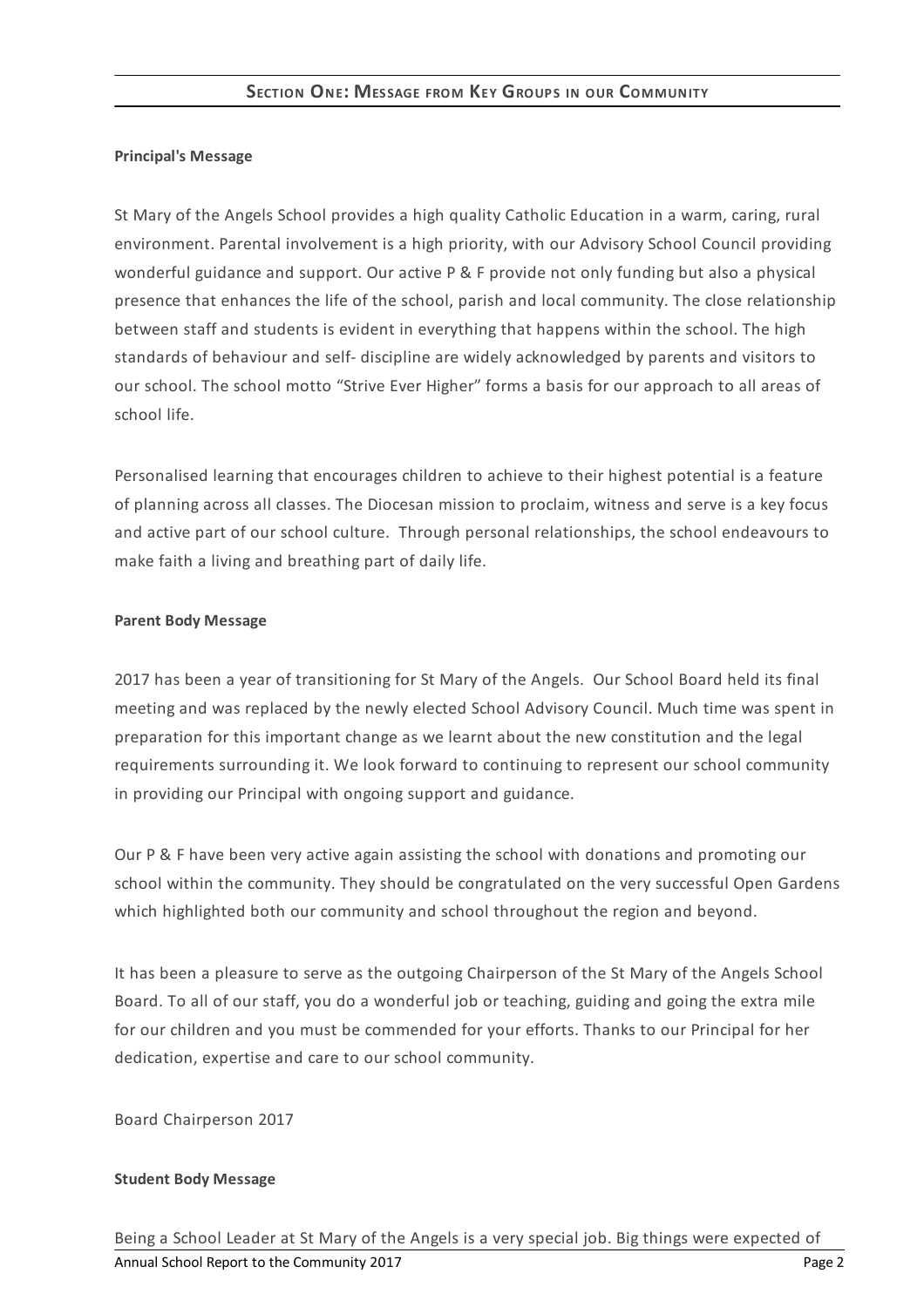## SECTION ONE: MESSAGE FROM KEY GROUPS IN OUR COMMUNITY

**Principal's Message**

St Mary of the Angels School provides a high quality Catholic Education in a warm, caring, rural environment. Parental involvement is a high priority, with our Advisory School Council providing wonderful guidance and support. Our active P & F provide not only funding but also a physical presence that enhances the life of the school, parish and local community. The close relationship between staff and students is evident in everything that happens within the school. The high standards of behaviour and self- discipline are widely acknowledged by parents and visitors to our school. The school motto “Strive Ever Higher” forms a basis for our approach to all areas of school life.

Personalised learning that encourages children to achieve to their highest potential is a feature of planning across all classes. The Diocesan mission to proclaim, witness and serve is a key focus and active part of our school culture. Through personal relationships, the school endeavours to make faith a living and breathing part of daily life.

**Parent Body Message**

2017 has been a year of transitioning for St Mary of the Angels. Our School Board held its final meeting and was replaced by the newly elected School Advisory Council. Much time was spent in preparation for this important change as we learnt about the new constitution and the legal requirements surrounding it. We look forward to continuing to represent our school community in providing our Principal with ongoing support and guidance.

Our P & F have been very active again assisting the school with donations and promoting our school within the community. They should be congratulated on the very successful Open Gardens which highlighted both our community and school throughout the region and beyond.

It has been a pleasure to serve as the outgoing Chairperson of the St Mary of the Angels School Board. To all of our staff, you do a wonderful job or teaching, guiding and going the extra mile for our children and you must be commended for your efforts. Thanks to our Principal for her dedication, expertise and care to our school community.

Board Chairperson 2017

**Student Body Message**

Being a School Leader at St Mary of the Angels is a very special job. Big things were expected of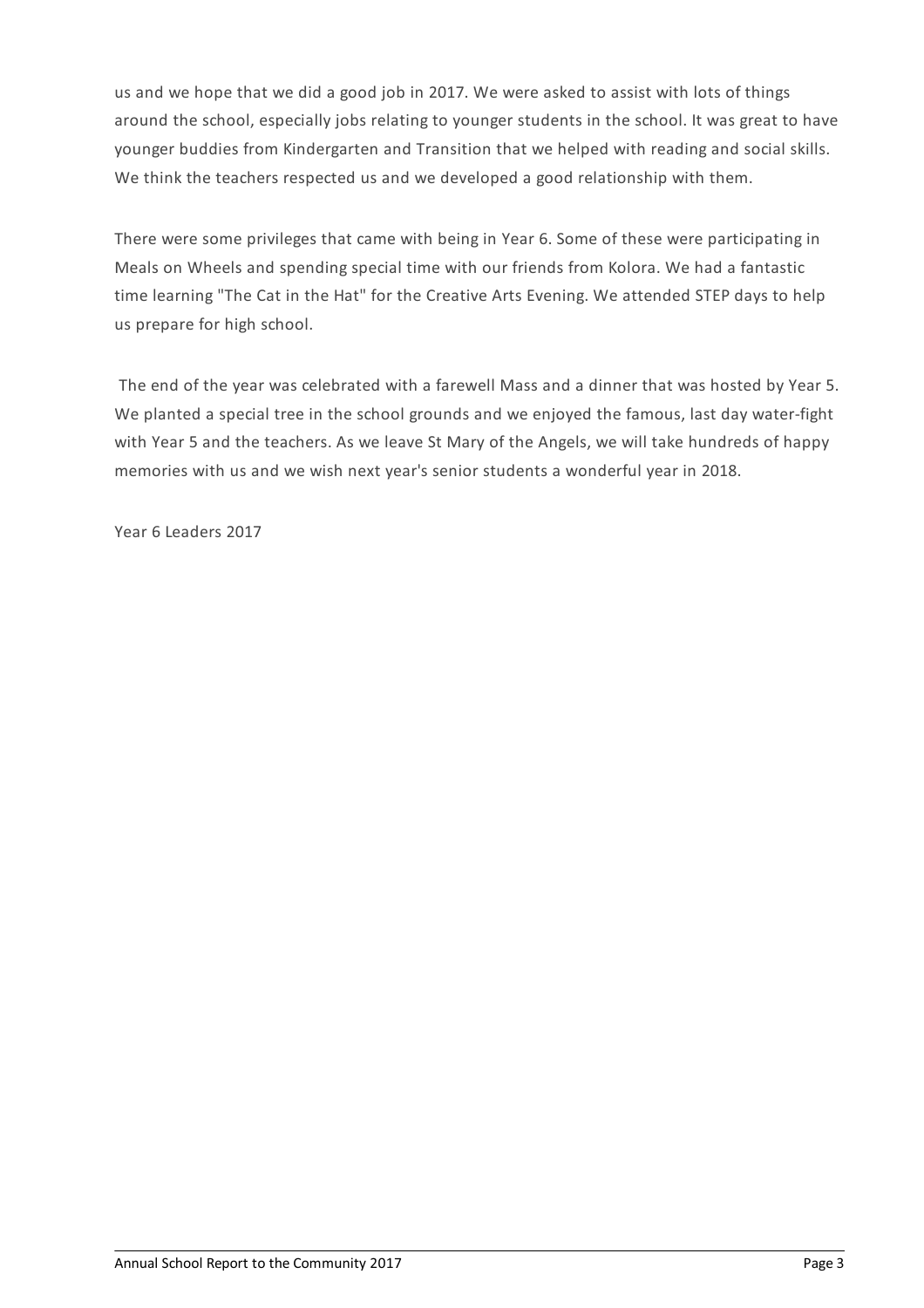us and we hope that we did a good job in 2017. We were asked to assist with lots of things around the school, especially jobs relating to younger students in the school. It was great to have younger buddies from Kindergarten and Transition that we helped with reading and social skills. We think the teachers respected us and we developed a good relationship with them.

There were some privileges that came with being in Year 6. Some of these were participating in Meals on Wheels and spending special time with our friends from Kolora. We had a fantastic time learning "The Cat in the Hat" for the Creative Arts Evening. We attended STEP days to help us prepare for high school.

The end of the year was celebrated with a farewell Mass and a dinner that was hosted by Year 5. We planted a special tree in the school grounds and we enjoyed the famous, last day water-fight with Year 5 and the teachers. As we leave St Mary of the Angels, we will take hundreds of happy memories with us and we wish next year's senior students a wonderful year in 2018.

Year 6 Leaders 2017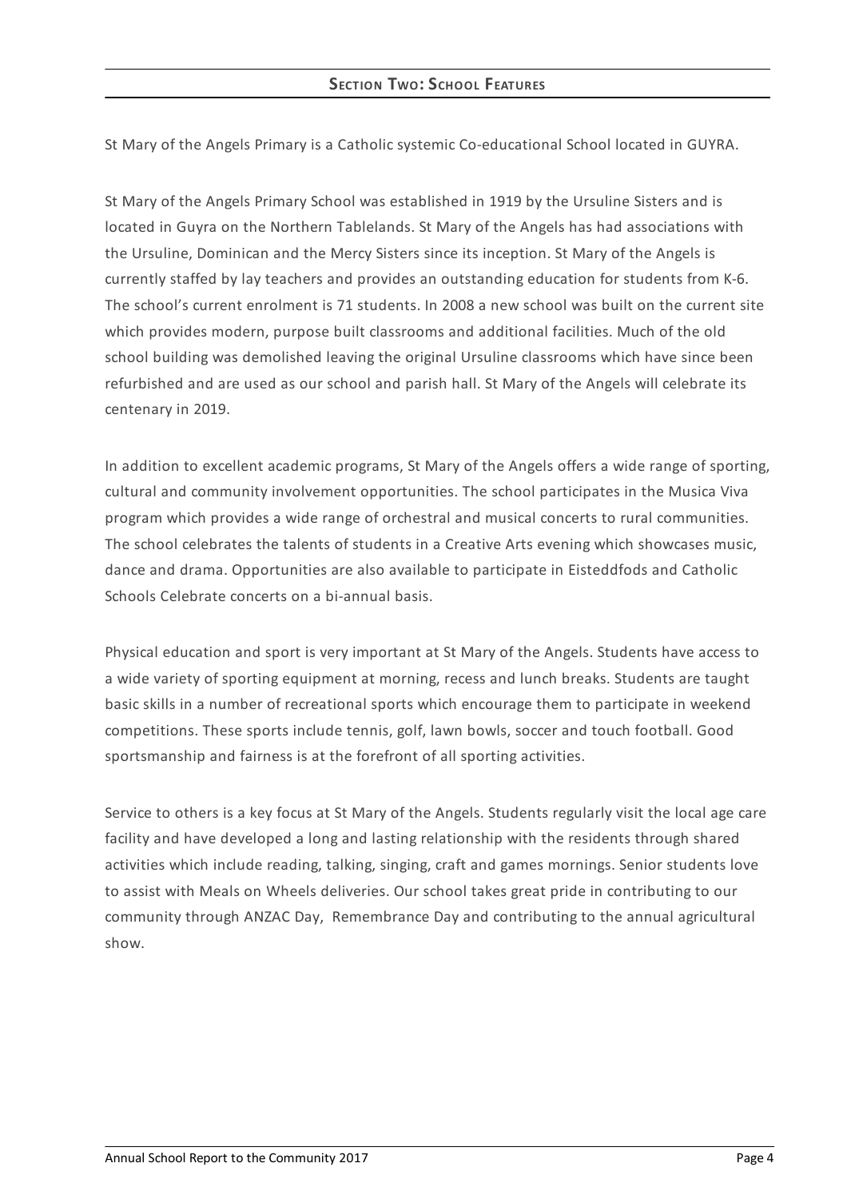## Section Two: School Features

St Mary of the Angels Primary is a Catholic systemic Co-educational School located in GUYRA.

St Mary of the Angels Primary School was established in 1919 by the Ursuline Sisters and is located in Guyra on the Northern Tablelands. St Mary of the Angels has had associations with the Ursuline, Dominican and the Mercy Sisters since its inception. St Mary of the Angels is currently staffed by lay teachers and provides an outstanding education for students from K-6. The school's current enrolment is 71 students. In 2008 a new school was built on the current site which provides modern, purpose built classrooms and additional facilities. Much of the old school building was demolished leaving the original Ursuline classrooms which have since been refurbished and are used as our school and parish hall. St Mary of the Angels will celebrate its centenary in 2019.

In addition to excellent academic programs, St Mary of the Angels offers a wide range of sporting, cultural and community involvement opportunities. The school participates in the Musica Viva program which provides a wide range of orchestral and musical concerts to rural communities. The school celebrates the talents of students in a Creative Arts evening which showcases music, dance and drama. Opportunities are also available to participate in Eisteddfods and Catholic Schools Celebrate concerts on a bi-annual basis.

Physical education and sport is very important at St Mary of the Angels. Students have access to a wide variety of sporting equipment at morning, recess and lunch breaks. Students are taught basic skills in a number of recreational sports which encourage them to participate in weekend competitions. These sports include tennis, golf, lawn bowls, soccer and touch football. Good sportsmanship and fairness is at the forefront of all sporting activities.

Service to others is a key focus at St Mary of the Angels. Students regularly visit the local age care facility and have developed a long and lasting relationship with the residents through shared activities which include reading, talking, singing, craft and games mornings. Senior students love to assist with Meals on Wheels deliveries. Our school takes great pride in contributing to our community through ANZAC Day, Remembrance Day and contributing to the annual agricultural show.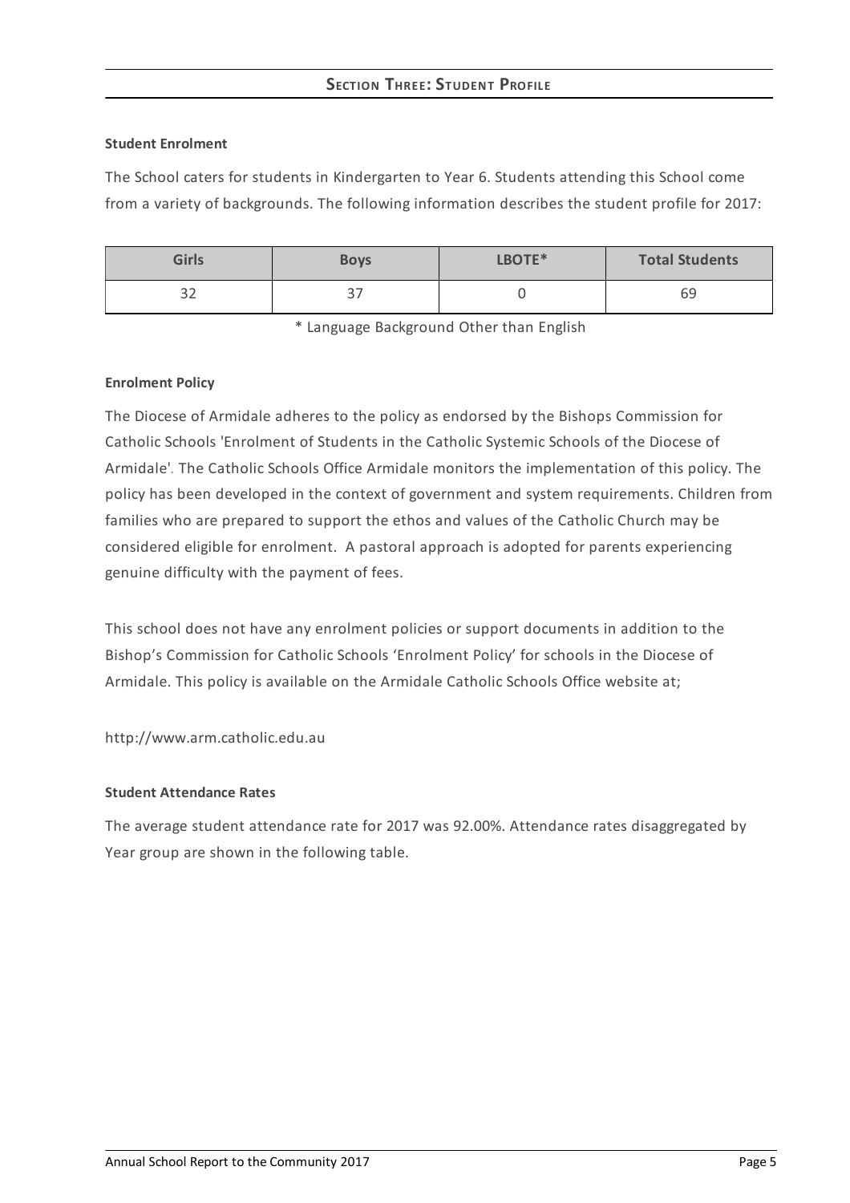## Section Three: Student Profile

**Student Enrolment**

The School caters for students in Kindergarten to Year 6. Students attending this School come from a variety of backgrounds. The following information describes the student profile for 2017:

| Girls | Boys | LBOTE* | Total Students |
| --- | --- | --- | --- |
| 32 | 37 | 0 | 69 |

* Language Background Other than English

**Enrolment Policy**

The Diocese of Armidale adheres to the policy as endorsed by the Bishops Commission for Catholic Schools 'Enrolment of Students in the Catholic Systemic Schools of the Diocese of Armidale'. The Catholic Schools Office Armidale monitors the implementation of this policy. The policy has been developed in the context of government and system requirements. Children from families who are prepared to support the ethos and values of the Catholic Church may be considered eligible for enrolment. A pastoral approach is adopted for parents experiencing genuine difficulty with the payment of fees.

This school does not have any enrolment policies or support documents in addition to the Bishop's Commission for Catholic Schools 'Enrolment Policy' for schools in the Diocese of Armidale. This policy is available on the Armidale Catholic Schools Office website at;

http://www.arm.catholic.edu.au

**Student Attendance Rates**

The average student attendance rate for 2017 was 92.00%. Attendance rates disaggregated by Year group are shown in the following table.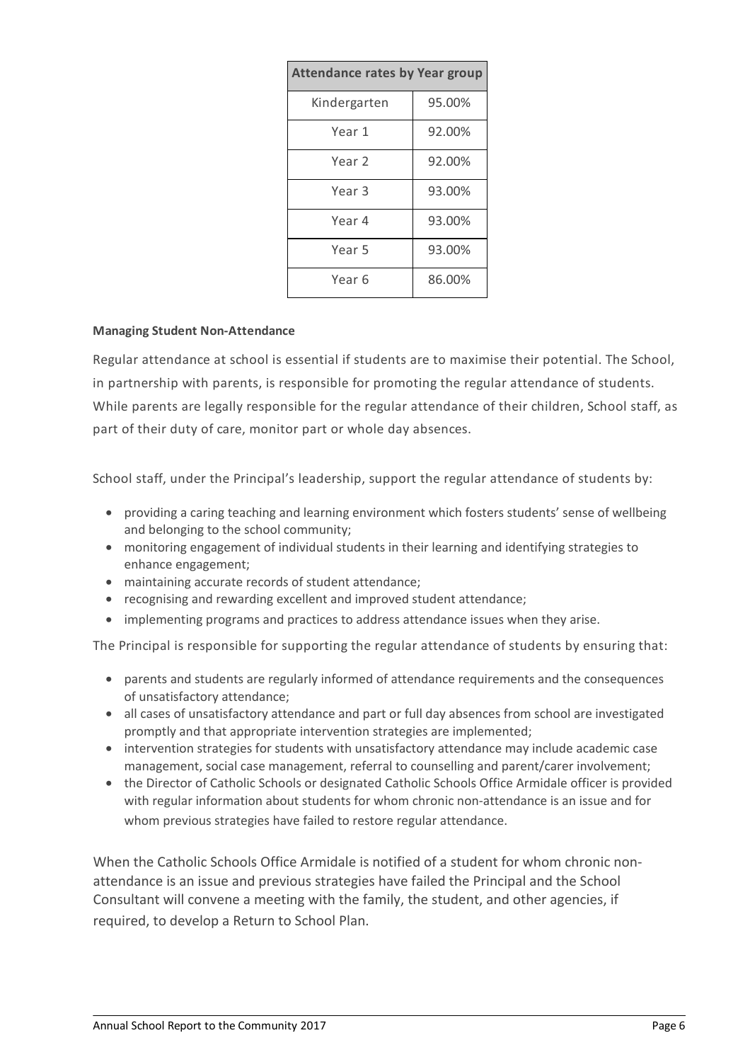| Attendance rates by Year group | |
|---|---|
| Kindergarten | 95.00% |
| Year 1 | 92.00% |
| Year 2 | 92.00% |
| Year 3 | 93.00% |
| Year 4 | 93.00% |
| Year 5 | 93.00% |
| Year 6 | 86.00% |

**Managing Student Non-Attendance**

Regular attendance at school is essential if students are to maximise their potential. The School, in partnership with parents, is responsible for promoting the regular attendance of students. While parents are legally responsible for the regular attendance of their children, School staff, as part of their duty of care, monitor part or whole day absences.

School staff, under the Principal's leadership, support the regular attendance of students by:

- providing a caring teaching and learning environment which fosters students' sense of wellbeing and belonging to the school community;
- monitoring engagement of individual students in their learning and identifying strategies to enhance engagement;
- maintaining accurate records of student attendance;
- recognising and rewarding excellent and improved student attendance;
- implementing programs and practices to address attendance issues when they arise.

The Principal is responsible for supporting the regular attendance of students by ensuring that:

- parents and students are regularly informed of attendance requirements and the consequences of unsatisfactory attendance;
- all cases of unsatisfactory attendance and part or full day absences from school are investigated promptly and that appropriate intervention strategies are implemented;
- intervention strategies for students with unsatisfactory attendance may include academic case management, social case management, referral to counselling and parent/carer involvement;
- the Director of Catholic Schools or designated Catholic Schools Office Armidale officer is provided with regular information about students for whom chronic non-attendance is an issue and for whom previous strategies have failed to restore regular attendance.

When the Catholic Schools Office Armidale is notified of a student for whom chronic non-attendance is an issue and previous strategies have failed the Principal and the School Consultant will convene a meeting with the family, the student, and other agencies, if required, to develop a Return to School Plan.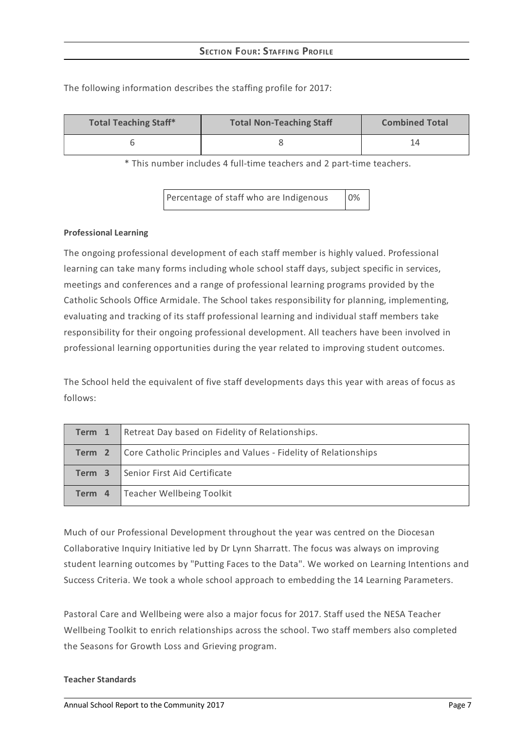## Section Four: Staffing Profile

The following information describes the staffing profile for 2017:

| Total Teaching Staff* | Total Non-Teaching Staff | Combined Total |
|---|---|---|
| 6 | 8 | 14 |

* This number includes 4 full-time teachers and 2 part-time teachers.

| Percentage of staff who are Indigenous | 0% |
|---|---|

**Professional Learning**

The ongoing professional development of each staff member is highly valued. Professional learning can take many forms including whole school staff days, subject specific in services, meetings and conferences and a range of professional learning programs provided by the Catholic Schools Office Armidale. The School takes responsibility for planning, implementing, evaluating and tracking of its staff professional learning and individual staff members take responsibility for their ongoing professional development. All teachers have been involved in professional learning opportunities during the year related to improving student outcomes.

The School held the equivalent of five staff developments days this year with areas of focus as follows:

| Term | Focus |
|---|---|
| **Term 1** | Retreat Day based on Fidelity of Relationships. |
| **Term 2** | Core Catholic Principles and Values - Fidelity of Relationships |
| **Term 3** | Senior First Aid Certificate |
| **Term 4** | Teacher Wellbeing Toolkit |

Much of our Professional Development throughout the year was centred on the Diocesan Collaborative Inquiry Initiative led by Dr Lynn Sharratt. The focus was always on improving student learning outcomes by "Putting Faces to the Data". We worked on Learning Intentions and Success Criteria. We took a whole school approach to embedding the 14 Learning Parameters.

Pastoral Care and Wellbeing were also a major focus for 2017. Staff used the NESA Teacher Wellbeing Toolkit to enrich relationships across the school. Two staff members also completed the Seasons for Growth Loss and Grieving program.

**Teacher Standards**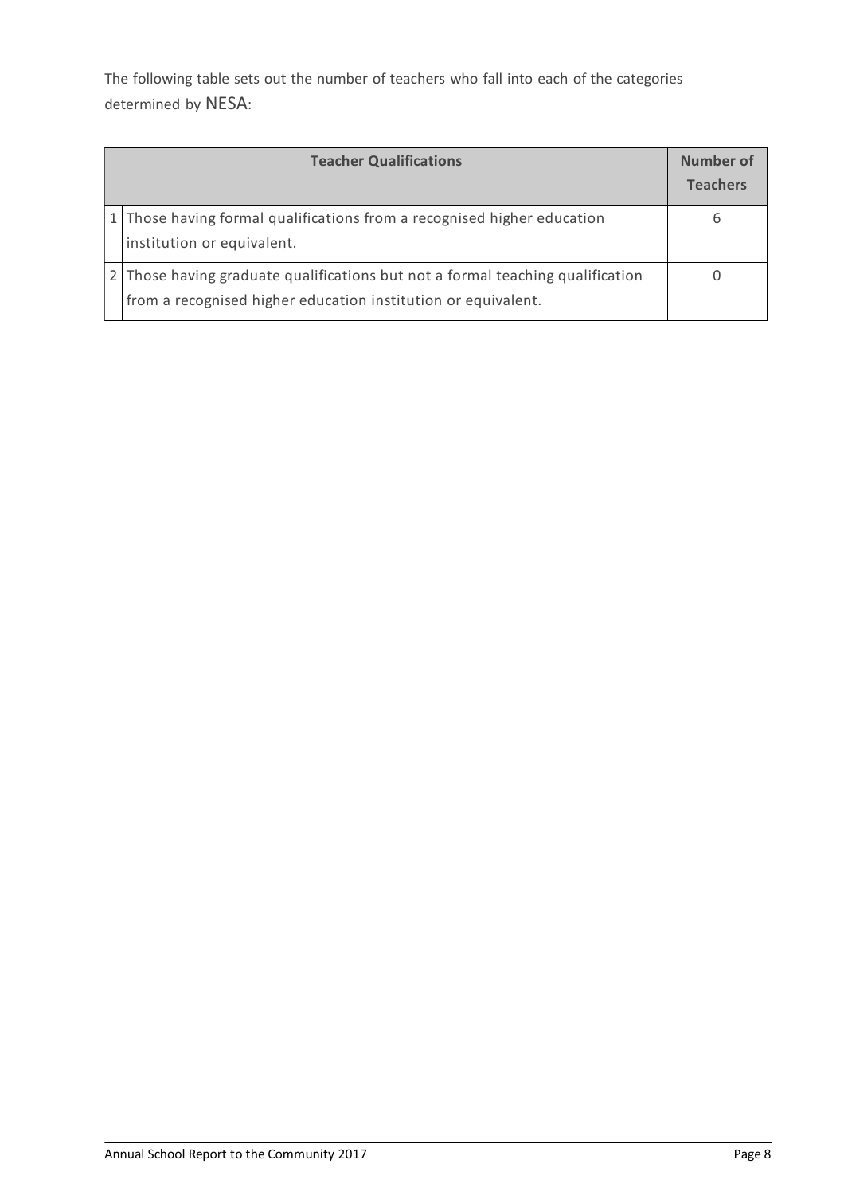The following table sets out the number of teachers who fall into each of the categories determined by NESA:

| | Teacher Qualifications | Number of Teachers |
|---|---|---|
| 1 | Those having formal qualifications from a recognised higher education institution or equivalent. | 6 |
| 2 | Those having graduate qualifications but not a formal teaching qualification from a recognised higher education institution or equivalent. | 0 |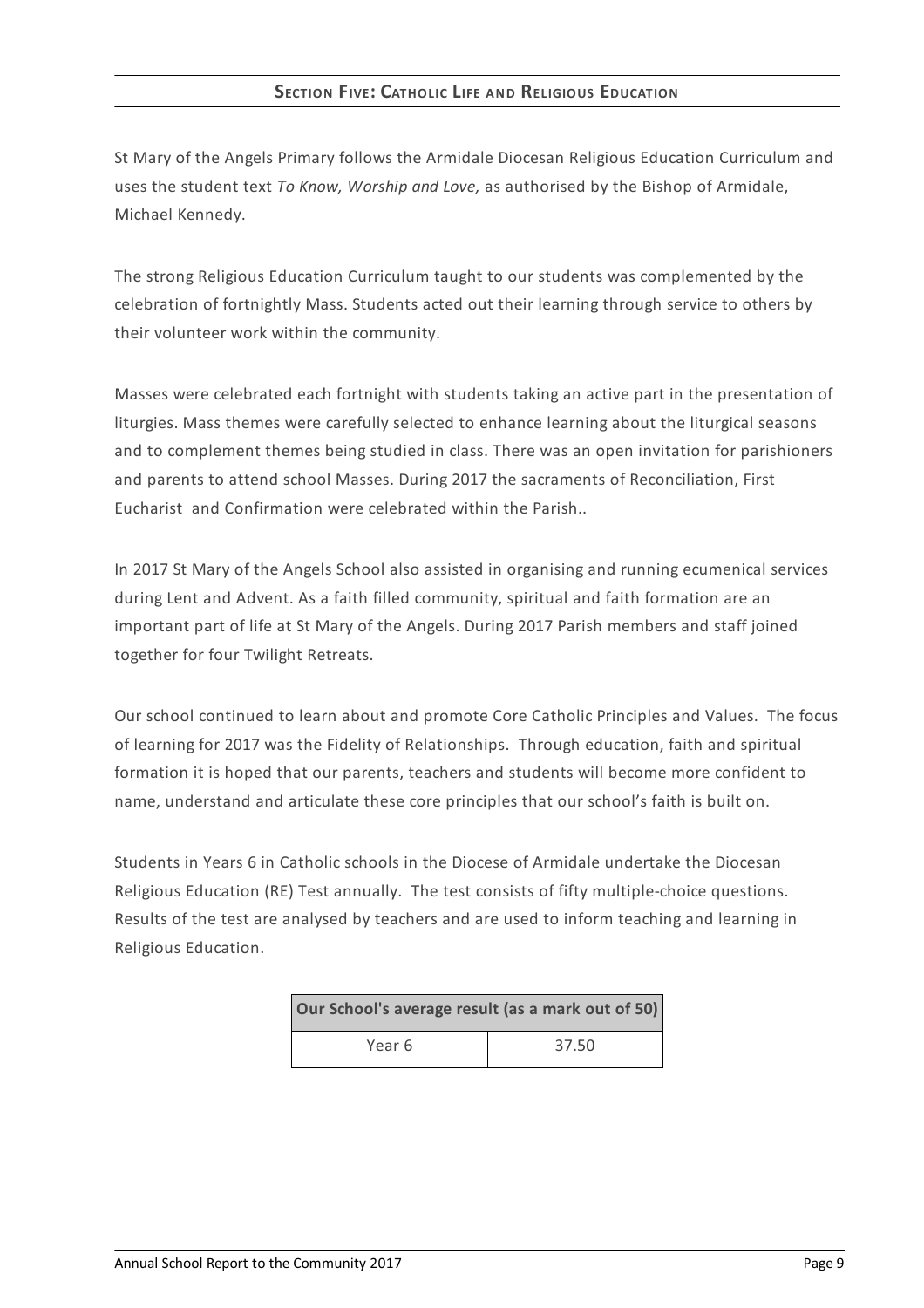## Section Five: Catholic Life and Religious Education

St Mary of the Angels Primary follows the Armidale Diocesan Religious Education Curriculum and uses the student text *To Know, Worship and Love,* as authorised by the Bishop of Armidale, Michael Kennedy.

The strong Religious Education Curriculum taught to our students was complemented by the celebration of fortnightly Mass. Students acted out their learning through service to others by their volunteer work within the community.

Masses were celebrated each fortnight with students taking an active part in the presentation of liturgies. Mass themes were carefully selected to enhance learning about the liturgical seasons and to complement themes being studied in class. There was an open invitation for parishioners and parents to attend school Masses. During 2017 the sacraments of Reconciliation, First Eucharist and Confirmation were celebrated within the Parish..

In 2017 St Mary of the Angels School also assisted in organising and running ecumenical services during Lent and Advent. As a faith filled community, spiritual and faith formation are an important part of life at St Mary of the Angels. During 2017 Parish members and staff joined together for four Twilight Retreats.

Our school continued to learn about and promote Core Catholic Principles and Values. The focus of learning for 2017 was the Fidelity of Relationships. Through education, faith and spiritual formation it is hoped that our parents, teachers and students will become more confident to name, understand and articulate these core principles that our school's faith is built on.

Students in Years 6 in Catholic schools in the Diocese of Armidale undertake the Diocesan Religious Education (RE) Test annually. The test consists of fifty multiple-choice questions. Results of the test are analysed by teachers and are used to inform teaching and learning in Religious Education.

| Our School's average result (as a mark out of 50) | |
|---|---|
| Year 6 | 37.50 |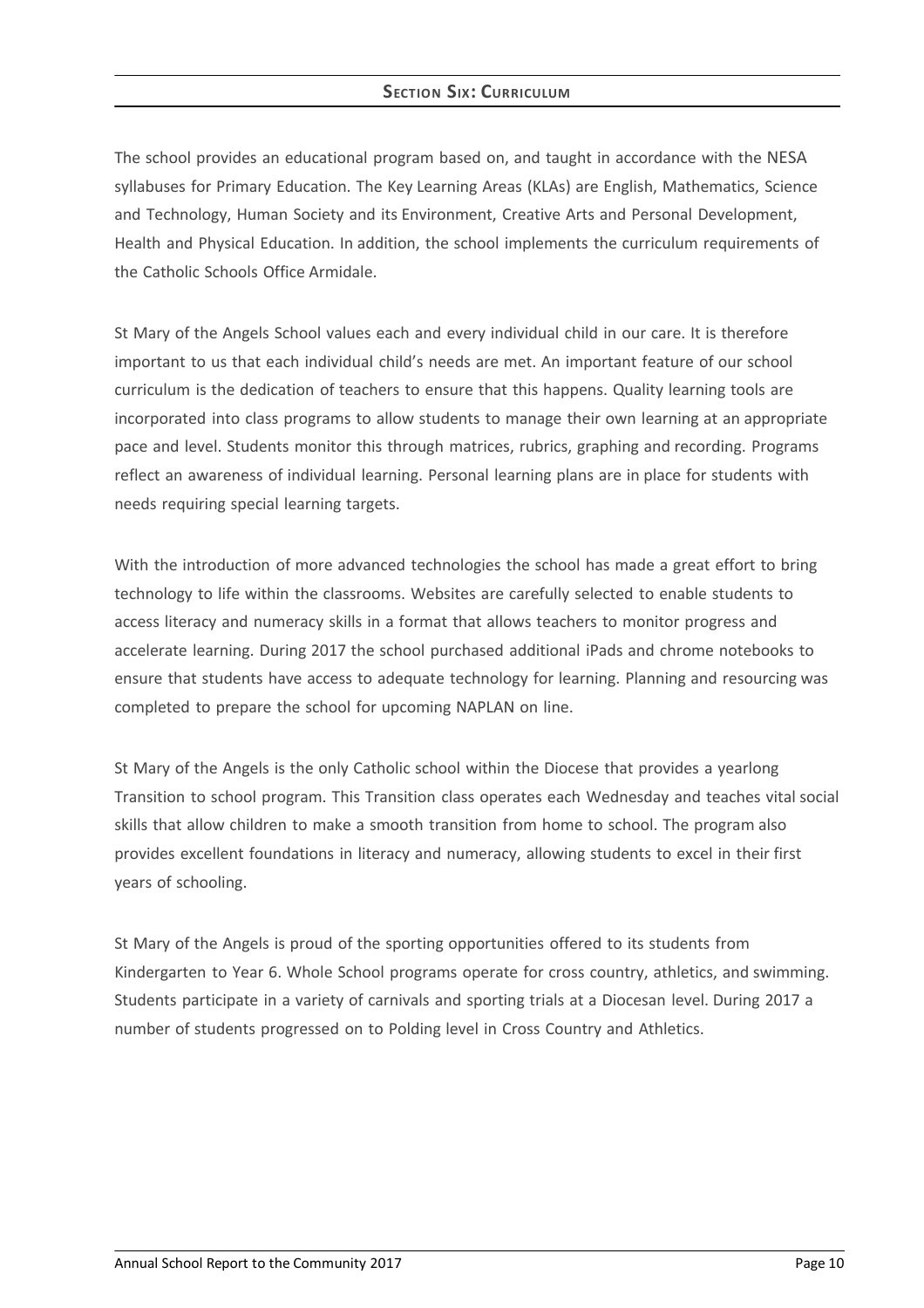## Section Six: Curriculum

The school provides an educational program based on, and taught in accordance with the NESA syllabuses for Primary Education. The Key Learning Areas (KLAs) are English, Mathematics, Science and Technology, Human Society and its Environment, Creative Arts and Personal Development, Health and Physical Education. In addition, the school implements the curriculum requirements of the Catholic Schools Office Armidale.

St Mary of the Angels School values each and every individual child in our care. It is therefore important to us that each individual child's needs are met. An important feature of our school curriculum is the dedication of teachers to ensure that this happens. Quality learning tools are incorporated into class programs to allow students to manage their own learning at an appropriate pace and level. Students monitor this through matrices, rubrics, graphing and recording. Programs reflect an awareness of individual learning. Personal learning plans are in place for students with needs requiring special learning targets.

With the introduction of more advanced technologies the school has made a great effort to bring technology to life within the classrooms. Websites are carefully selected to enable students to access literacy and numeracy skills in a format that allows teachers to monitor progress and accelerate learning. During 2017 the school purchased additional iPads and chrome notebooks to ensure that students have access to adequate technology for learning. Planning and resourcing was completed to prepare the school for upcoming NAPLAN on line.

St Mary of the Angels is the only Catholic school within the Diocese that provides a yearlong Transition to school program. This Transition class operates each Wednesday and teaches vital social skills that allow children to make a smooth transition from home to school. The program also provides excellent foundations in literacy and numeracy, allowing students to excel in their first years of schooling.

St Mary of the Angels is proud of the sporting opportunities offered to its students from Kindergarten to Year 6. Whole School programs operate for cross country, athletics, and swimming. Students participate in a variety of carnivals and sporting trials at a Diocesan level. During 2017 a number of students progressed on to Polding level in Cross Country and Athletics.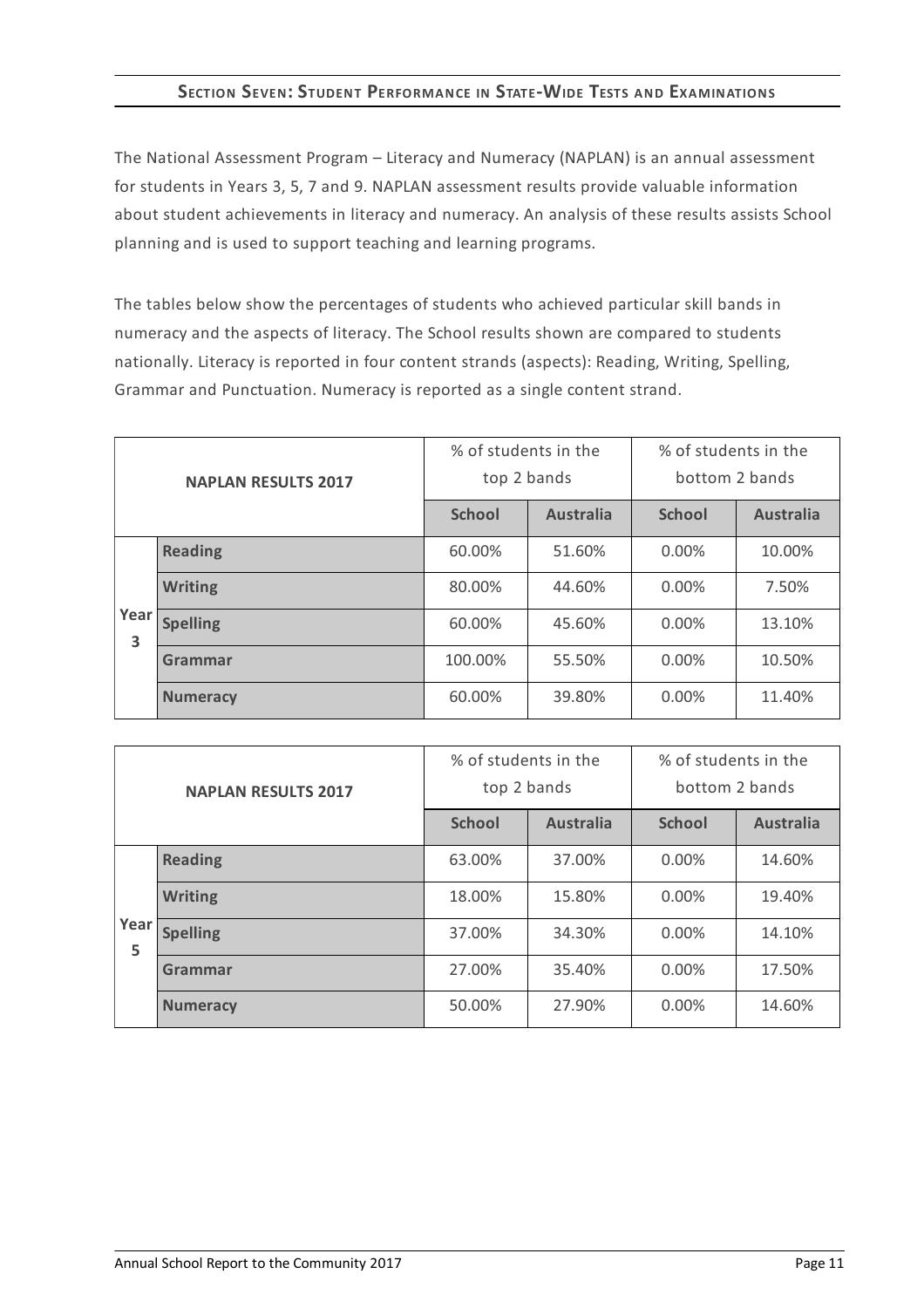## Section Seven: Student Performance in State-Wide Tests and Examinations

The National Assessment Program – Literacy and Numeracy (NAPLAN) is an annual assessment for students in Years 3, 5, 7 and 9. NAPLAN assessment results provide valuable information about student achievements in literacy and numeracy. An analysis of these results assists School planning and is used to support teaching and learning programs.

The tables below show the percentages of students who achieved particular skill bands in numeracy and the aspects of literacy. The School results shown are compared to students nationally. Literacy is reported in four content strands (aspects): Reading, Writing, Spelling, Grammar and Punctuation. Numeracy is reported as a single content strand.

| NAPLAN RESULTS 2017 | | % of students in the top 2 bands | | % of students in the bottom 2 bands | |
|---|---|---|---|---|---|
| | | **School** | **Australia** | **School** | **Australia** |
| Year 3 | **Reading** | 60.00% | 51.60% | 0.00% | 10.00% |
| | **Writing** | 80.00% | 44.60% | 0.00% | 7.50% |
| | **Spelling** | 60.00% | 45.60% | 0.00% | 13.10% |
| | **Grammar** | 100.00% | 55.50% | 0.00% | 10.50% |
| | **Numeracy** | 60.00% | 39.80% | 0.00% | 11.40% |

| NAPLAN RESULTS 2017 | | % of students in the top 2 bands | | % of students in the bottom 2 bands | |
|---|---|---|---|---|---|
| | | **School** | **Australia** | **School** | **Australia** |
| Year 5 | **Reading** | 63.00% | 37.00% | 0.00% | 14.60% |
| | **Writing** | 18.00% | 15.80% | 0.00% | 19.40% |
| | **Spelling** | 37.00% | 34.30% | 0.00% | 14.10% |
| | **Grammar** | 27.00% | 35.40% | 0.00% | 17.50% |
| | **Numeracy** | 50.00% | 27.90% | 0.00% | 14.60% |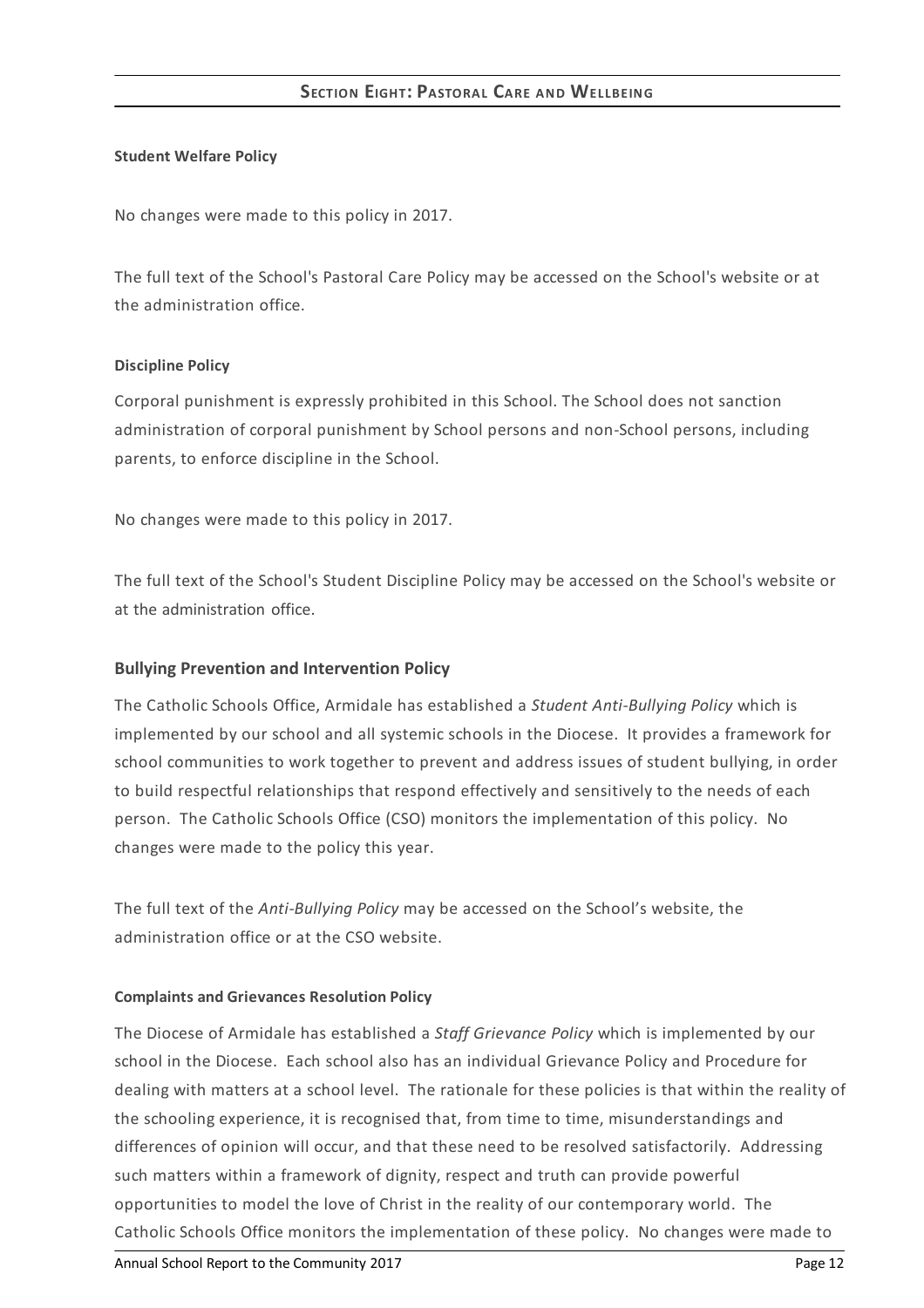## Section Eight: Pastoral Care and Wellbeing

**Student Welfare Policy**

No changes were made to this policy in 2017.

The full text of the School's Pastoral Care Policy may be accessed on the School's website or at the administration office.

**Discipline Policy**

Corporal punishment is expressly prohibited in this School. The School does not sanction administration of corporal punishment by School persons and non-School persons, including parents, to enforce discipline in the School.

No changes were made to this policy in 2017.

The full text of the School's Student Discipline Policy may be accessed on the School's website or at the administration office.

### Bullying Prevention and Intervention Policy

The Catholic Schools Office, Armidale has established a *Student Anti-Bullying Policy* which is implemented by our school and all systemic schools in the Diocese. It provides a framework for school communities to work together to prevent and address issues of student bullying, in order to build respectful relationships that respond effectively and sensitively to the needs of each person. The Catholic Schools Office (CSO) monitors the implementation of this policy. No changes were made to the policy this year.

The full text of the *Anti-Bullying Policy* may be accessed on the School's website, the administration office or at the CSO website.

**Complaints and Grievances Resolution Policy**

The Diocese of Armidale has established a *Staff Grievance Policy* which is implemented by our school in the Diocese. Each school also has an individual Grievance Policy and Procedure for dealing with matters at a school level. The rationale for these policies is that within the reality of the schooling experience, it is recognised that, from time to time, misunderstandings and differences of opinion will occur, and that these need to be resolved satisfactorily. Addressing such matters within a framework of dignity, respect and truth can provide powerful opportunities to model the love of Christ in the reality of our contemporary world. The Catholic Schools Office monitors the implementation of these policy. No changes were made to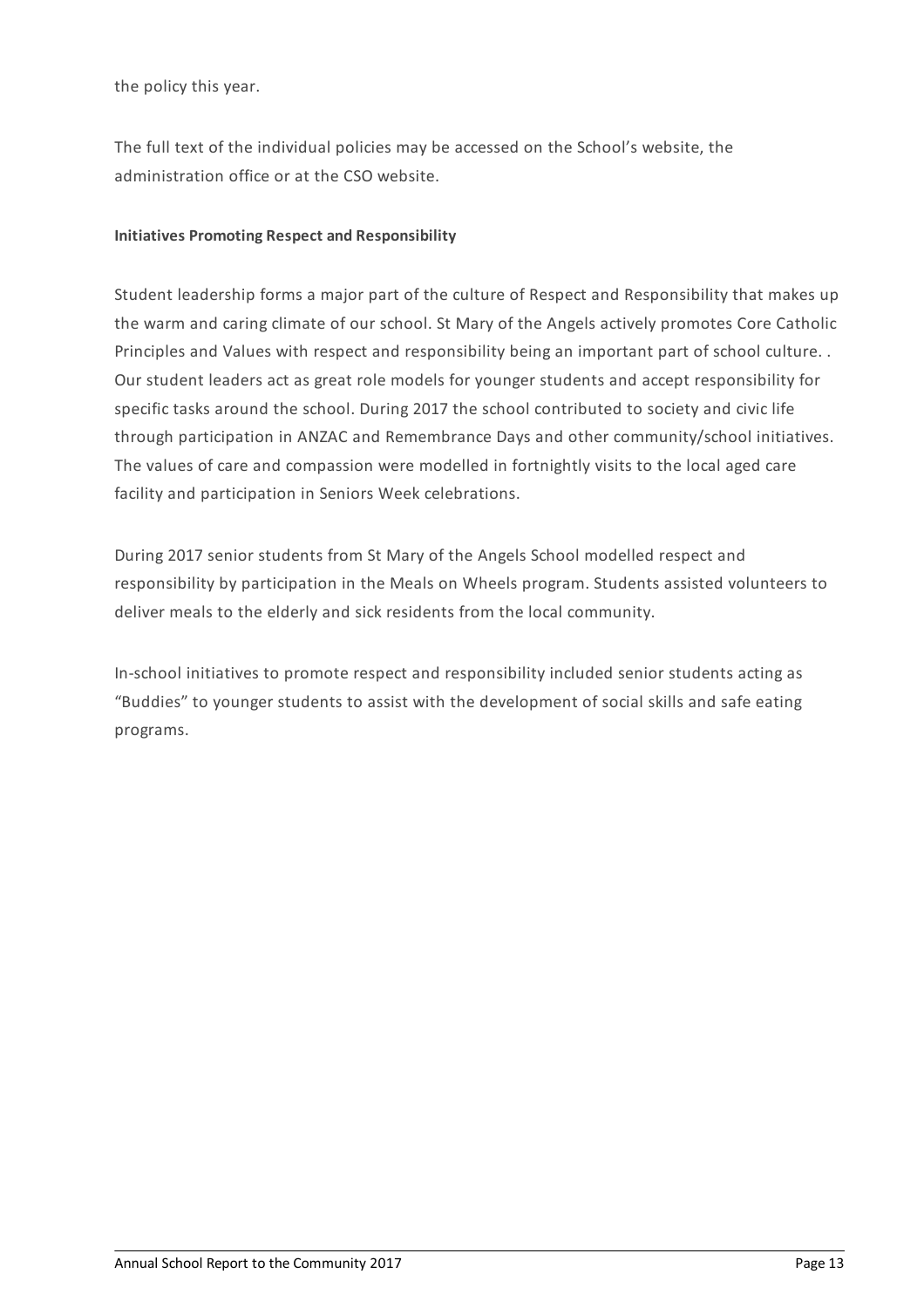the policy this year.

The full text of the individual policies may be accessed on the School's website, the administration office or at the CSO website.

**Initiatives Promoting Respect and Responsibility**

Student leadership forms a major part of the culture of Respect and Responsibility that makes up the warm and caring climate of our school. St Mary of the Angels actively promotes Core Catholic Principles and Values with respect and responsibility being an important part of school culture. . Our student leaders act as great role models for younger students and accept responsibility for specific tasks around the school. During 2017 the school contributed to society and civic life through participation in ANZAC and Remembrance Days and other community/school initiatives. The values of care and compassion were modelled in fortnightly visits to the local aged care facility and participation in Seniors Week celebrations.

During 2017 senior students from St Mary of the Angels School modelled respect and responsibility by participation in the Meals on Wheels program. Students assisted volunteers to deliver meals to the elderly and sick residents from the local community.

In-school initiatives to promote respect and responsibility included senior students acting as "Buddies" to younger students to assist with the development of social skills and safe eating programs.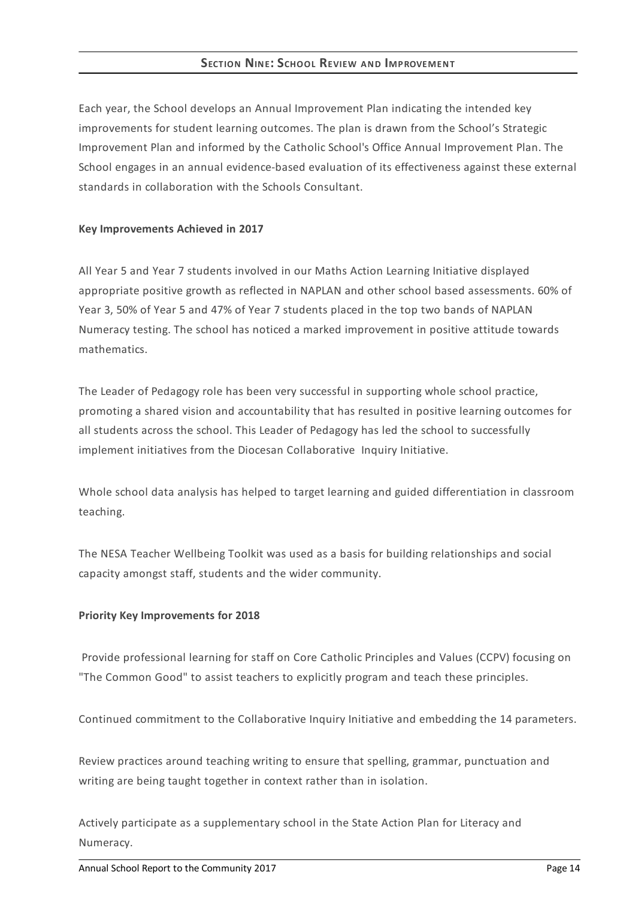## Section Nine: School Review and Improvement

Each year, the School develops an Annual Improvement Plan indicating the intended key improvements for student learning outcomes. The plan is drawn from the School's Strategic Improvement Plan and informed by the Catholic School's Office Annual Improvement Plan. The School engages in an annual evidence-based evaluation of its effectiveness against these external standards in collaboration with the Schools Consultant.

**Key Improvements Achieved in 2017**

All Year 5 and Year 7 students involved in our Maths Action Learning Initiative displayed appropriate positive growth as reflected in NAPLAN and other school based assessments. 60% of Year 3, 50% of Year 5 and 47% of Year 7 students placed in the top two bands of NAPLAN Numeracy testing. The school has noticed a marked improvement in positive attitude towards mathematics.

The Leader of Pedagogy role has been very successful in supporting whole school practice, promoting a shared vision and accountability that has resulted in positive learning outcomes for all students across the school. This Leader of Pedagogy has led the school to successfully implement initiatives from the Diocesan Collaborative Inquiry Initiative.

Whole school data analysis has helped to target learning and guided differentiation in classroom teaching.

The NESA Teacher Wellbeing Toolkit was used as a basis for building relationships and social capacity amongst staff, students and the wider community.

**Priority Key Improvements for 2018**

Provide professional learning for staff on Core Catholic Principles and Values (CCPV) focusing on "The Common Good" to assist teachers to explicitly program and teach these principles.

Continued commitment to the Collaborative Inquiry Initiative and embedding the 14 parameters.

Review practices around teaching writing to ensure that spelling, grammar, punctuation and writing are being taught together in context rather than in isolation.

Actively participate as a supplementary school in the State Action Plan for Literacy and Numeracy.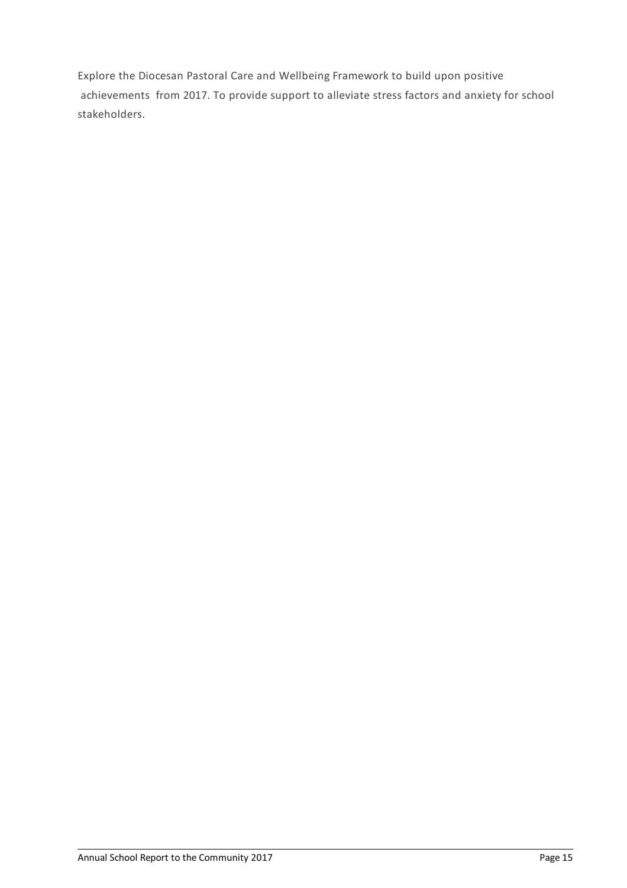Explore the Diocesan Pastoral Care and Wellbeing Framework to build upon positive achievements from 2017. To provide support to alleviate stress factors and anxiety for school stakeholders.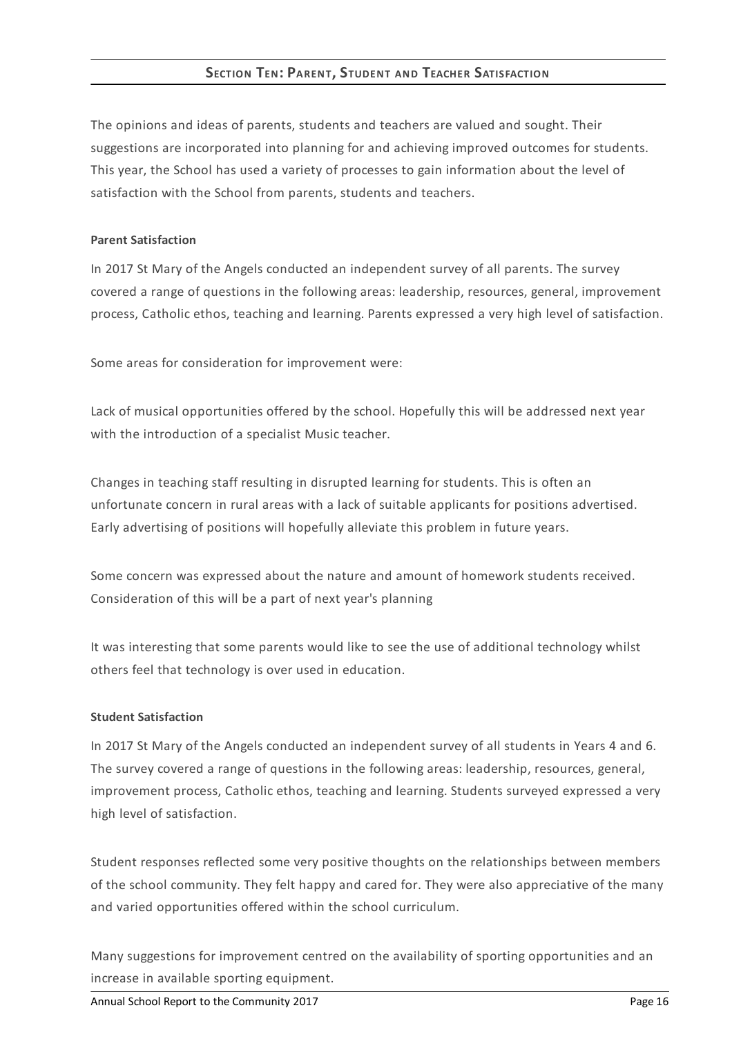## Section Ten: Parent, Student and Teacher Satisfaction

The opinions and ideas of parents, students and teachers are valued and sought. Their suggestions are incorporated into planning for and achieving improved outcomes for students. This year, the School has used a variety of processes to gain information about the level of satisfaction with the School from parents, students and teachers.

**Parent Satisfaction**

In 2017 St Mary of the Angels conducted an independent survey of all parents. The survey covered a range of questions in the following areas: leadership, resources, general, improvement process, Catholic ethos, teaching and learning. Parents expressed a very high level of satisfaction.

Some areas for consideration for improvement were:

Lack of musical opportunities offered by the school. Hopefully this will be addressed next year with the introduction of a specialist Music teacher.

Changes in teaching staff resulting in disrupted learning for students. This is often an unfortunate concern in rural areas with a lack of suitable applicants for positions advertised. Early advertising of positions will hopefully alleviate this problem in future years.

Some concern was expressed about the nature and amount of homework students received. Consideration of this will be a part of next year's planning

It was interesting that some parents would like to see the use of additional technology whilst others feel that technology is over used in education.

**Student Satisfaction**

In 2017 St Mary of the Angels conducted an independent survey of all students in Years 4 and 6. The survey covered a range of questions in the following areas: leadership, resources, general, improvement process, Catholic ethos, teaching and learning. Students surveyed expressed a very high level of satisfaction.

Student responses reflected some very positive thoughts on the relationships between members of the school community. They felt happy and cared for. They were also appreciative of the many and varied opportunities offered within the school curriculum.

Many suggestions for improvement centred on the availability of sporting opportunities and an increase in available sporting equipment.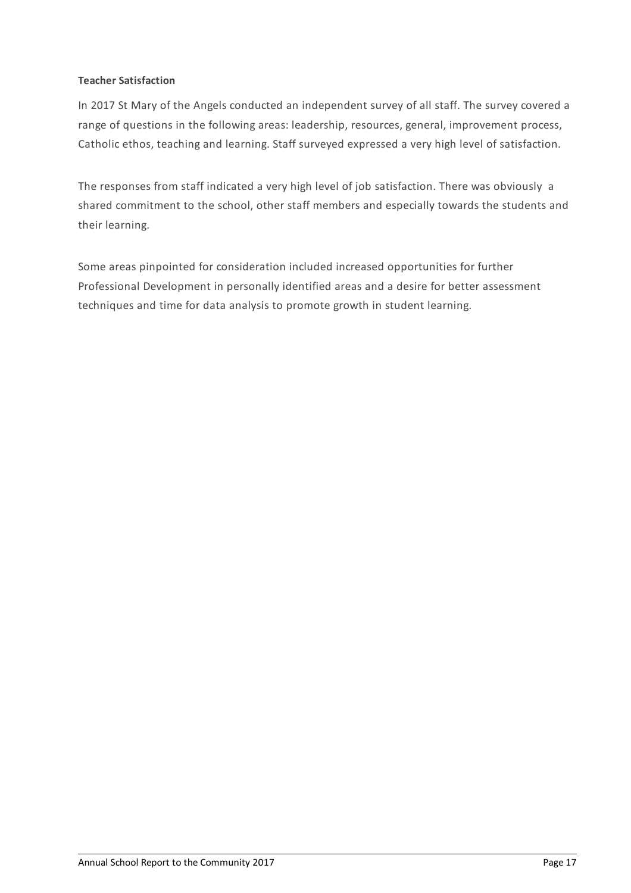**Teacher Satisfaction**

In 2017 St Mary of the Angels conducted an independent survey of all staff. The survey covered a range of questions in the following areas: leadership, resources, general, improvement process, Catholic ethos, teaching and learning. Staff surveyed expressed a very high level of satisfaction.

The responses from staff indicated a very high level of job satisfaction. There was obviously a shared commitment to the school, other staff members and especially towards the students and their learning.

Some areas pinpointed for consideration included increased opportunities for further Professional Development in personally identified areas and a desire for better assessment techniques and time for data analysis to promote growth in student learning.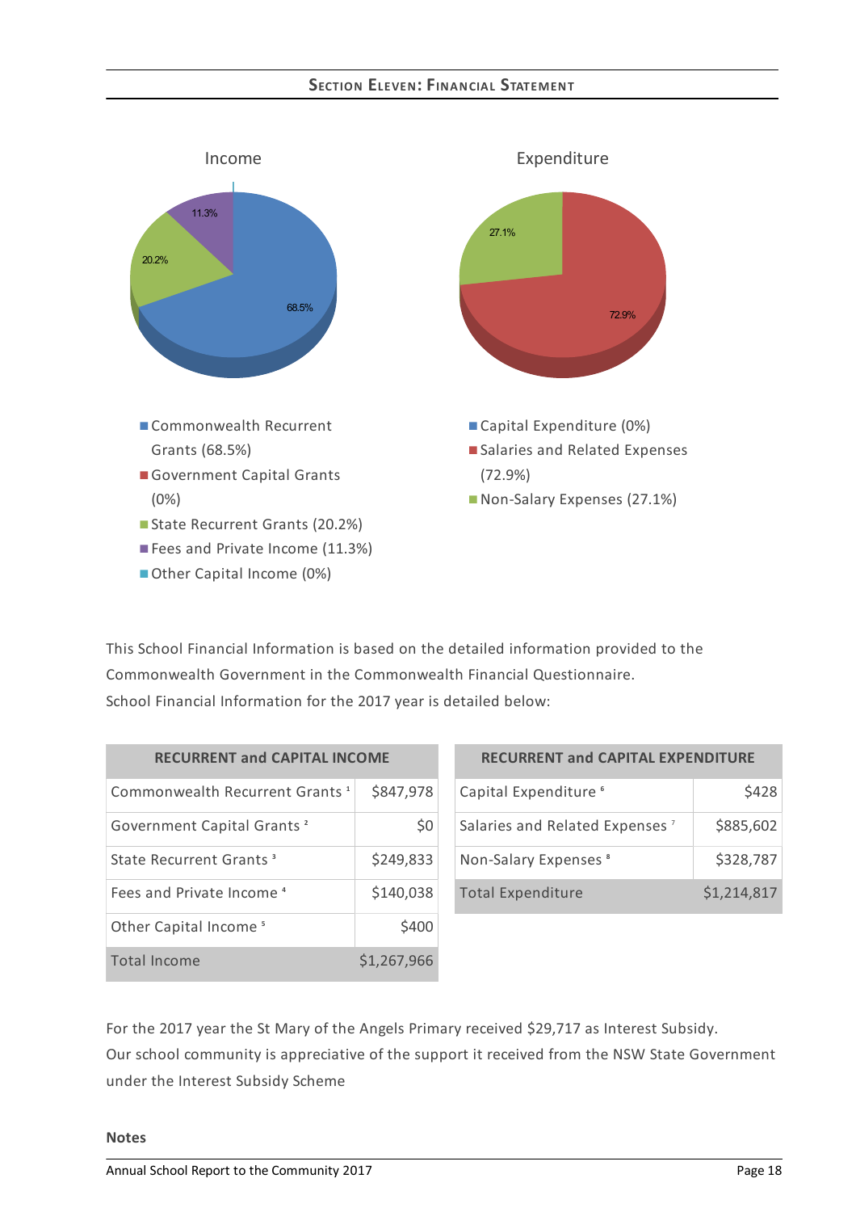## Section Eleven: Financial Statement

Income

- Commonwealth Recurrent Grants (68.5%)
- Government Capital Grants (0%)
- State Recurrent Grants (20.2%)
- Fees and Private Income (11.3%)
- Other Capital Income (0%)

Expenditure

- Capital Expenditure (0%)
- Salaries and Related Expenses (72.9%)
- Non-Salary Expenses (27.1%)

This School Financial Information is based on the detailed information provided to the Commonwealth Government in the Commonwealth Financial Questionnaire.
School Financial Information for the 2017 year is detailed below:

| RECURRENT and CAPITAL INCOME | |
|---|---|
| Commonwealth Recurrent Grants [1] | $847,978 |
| Government Capital Grants [2] | $0 |
| State Recurrent Grants [3] | $249,833 |
| Fees and Private Income [4] | $140,038 |
| Other Capital Income [5] | $400 |
| Total Income | $1,267,966 |

| RECURRENT and CAPITAL EXPENDITURE | |
|---|---|
| Capital Expenditure [6] | $428 |
| Salaries and Related Expenses [7] | $885,602 |
| Non-Salary Expenses [8] | $328,787 |
| Total Expenditure | $1,214,817 |

For the 2017 year the St Mary of the Angels Primary received $29,717 as Interest Subsidy.
Our school community is appreciative of the support it received from the NSW State Government under the Interest Subsidy Scheme

**Notes**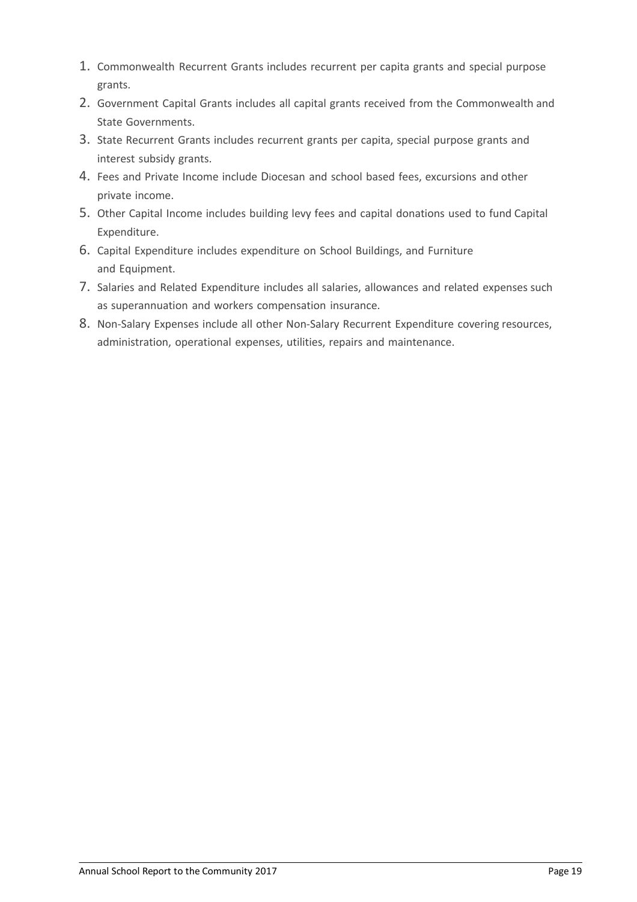1. Commonwealth Recurrent Grants includes recurrent per capita grants and special purpose grants.
2. Government Capital Grants includes all capital grants received from the Commonwealth and State Governments.
3. State Recurrent Grants includes recurrent grants per capita, special purpose grants and interest subsidy grants.
4. Fees and Private Income include Diocesan and school based fees, excursions and other private income.
5. Other Capital Income includes building levy fees and capital donations used to fund Capital Expenditure.
6. Capital Expenditure includes expenditure on School Buildings, and Furniture and Equipment.
7. Salaries and Related Expenditure includes all salaries, allowances and related expenses such as superannuation and workers compensation insurance.
8. Non-Salary Expenses include all other Non-Salary Recurrent Expenditure covering resources, administration, operational expenses, utilities, repairs and maintenance.